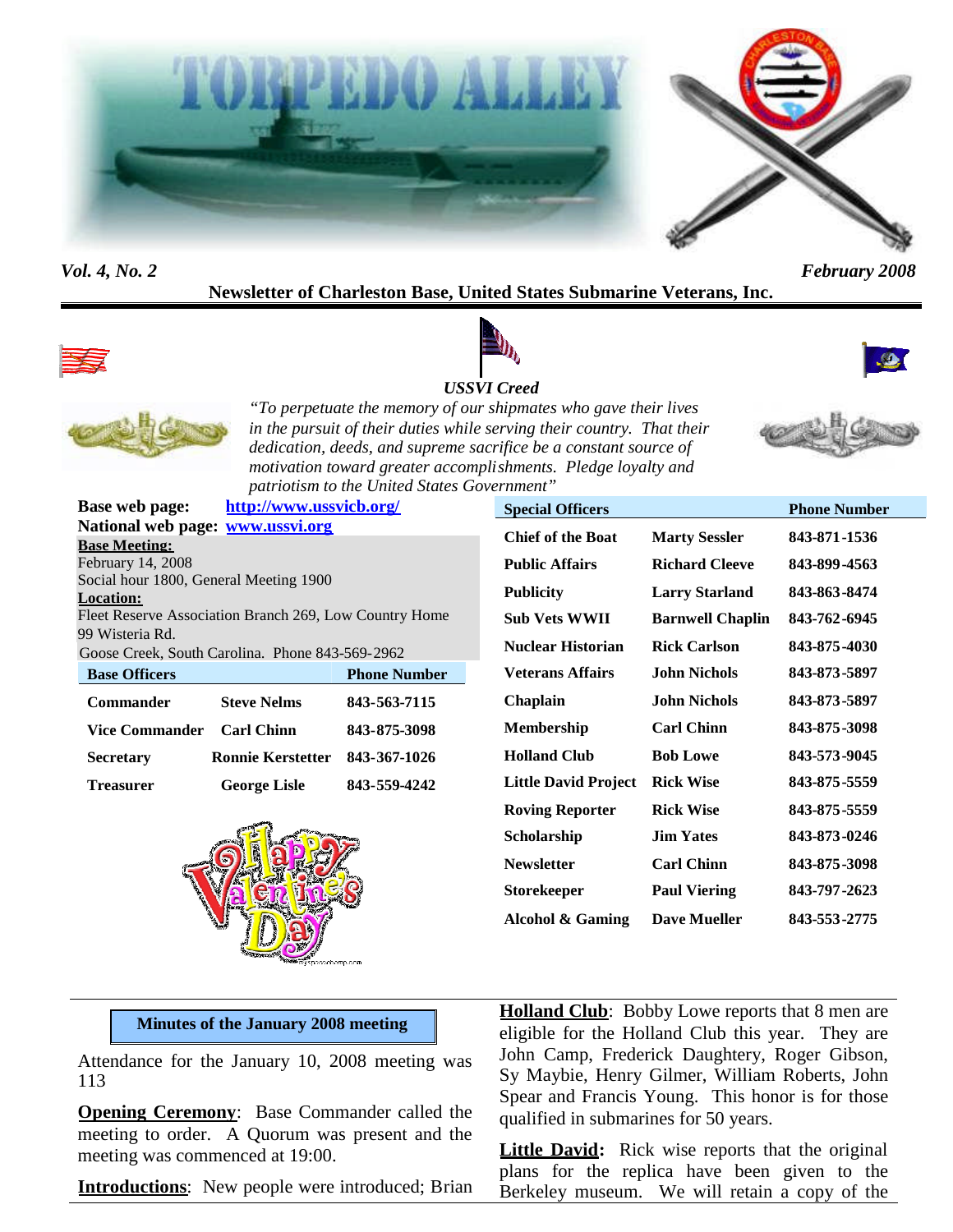# TORPEDO ALLEY

*Vol. 4, No. 2* *February 2008*

**Newsletter of Charleston Base, United States Submarine Veterans, Inc.**

***USSVI Creed***

*"To perpetuate the memory of our shipmates who gave their lives in the pursuit of their duties while serving their country. That their dedication, deeds, and supreme sacrifice be a constant source of motivation toward greater accomplishments. Pledge loyalty and patriotism to the United States Government"*

**Base web page:** http://www.ussvicb.org/
**National web page:** www.ussvi.org

**Base Meeting:**
February 14, 2008
Social hour 1800, General Meeting 1900

**Location:**
Fleet Reserve Association Branch 269, Low Country Home
99 Wisteria Rd.
Goose Creek, South Carolina. Phone 843-569-2962

| Base Officers | | Phone Number |
|---|---|---|
| Commander | Steve Nelms | 843-563-7115 |
| Vice Commander | Carl Chinn | 843-875-3098 |
| Secretary | Ronnie Kerstetter | 843-367-1026 |
| Treasurer | George Lisle | 843-559-4242 |

| Special Officers | | Phone Number |
|---|---|---|
| Chief of the Boat | Marty Sessler | 843-871-1536 |
| Public Affairs | Richard Cleeve | 843-899-4563 |
| Publicity | Larry Starland | 843-863-8474 |
| Sub Vets WWII | Barnwell Chaplin | 843-762-6945 |
| Nuclear Historian | Rick Carlson | 843-875-4030 |
| Veterans Affairs | John Nichols | 843-873-5897 |
| Chaplain | John Nichols | 843-873-5897 |
| Membership | Carl Chinn | 843-875-3098 |
| Holland Club | Bob Lowe | 843-573-9045 |
| Little David Project | Rick Wise | 843-875-5559 |
| Roving Reporter | Rick Wise | 843-875-5559 |
| Scholarship | Jim Yates | 843-873-0246 |
| Newsletter | Carl Chinn | 843-875-3098 |
| Storekeeper | Paul Viering | 843-797-2623 |
| Alcohol & Gaming | Dave Mueller | 843-553-2775 |

Happy Valentine's Day

## Minutes of the January 2008 meeting

Attendance for the January 10, 2008 meeting was 113

**Opening Ceremony**: Base Commander called the meeting to order. A Quorum was present and the meeting was commenced at 19:00.

**Introductions**: New people were introduced; Brian

**Holland Club**: Bobby Lowe reports that 8 men are eligible for the Holland Club this year. They are John Camp, Frederick Daughtery, Roger Gibson, Sy Maybie, Henry Gilmer, William Roberts, John Spear and Francis Young. This honor is for those qualified in submarines for 50 years.

**Little David:** Rick wise reports that the original plans for the replica have been given to the Berkeley museum. We will retain a copy of the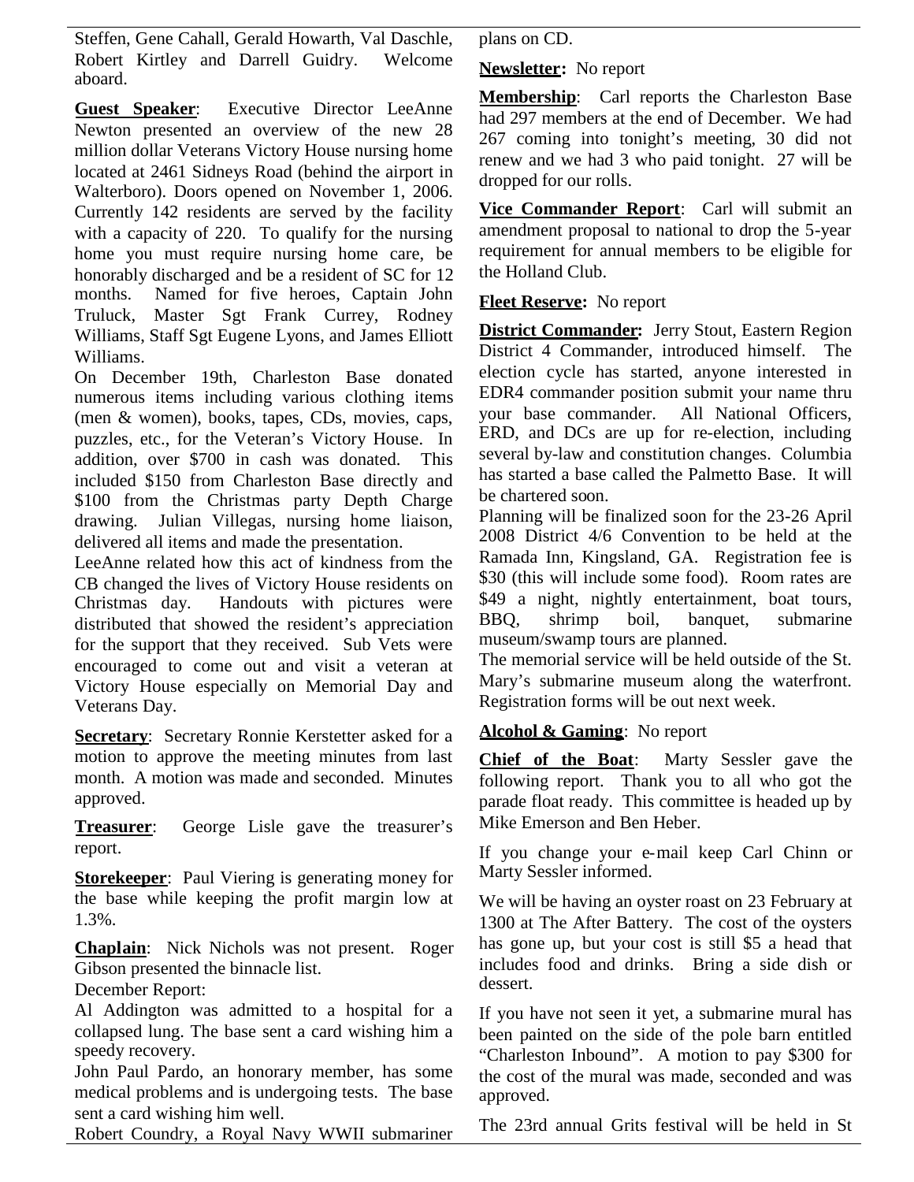Steffen, Gene Cahall, Gerald Howarth, Val Daschle, Robert Kirtley and Darrell Guidry. Welcome aboard.

**Guest Speaker**: Executive Director LeeAnne Newton presented an overview of the new 28 million dollar Veterans Victory House nursing home located at 2461 Sidneys Road (behind the airport in Walterboro). Doors opened on November 1, 2006. Currently 142 residents are served by the facility with a capacity of 220. To qualify for the nursing home you must require nursing home care, be honorably discharged and be a resident of SC for 12 months. Named for five heroes, Captain John Truluck, Master Sgt Frank Currey, Rodney Williams, Staff Sgt Eugene Lyons, and James Elliott Williams.

On December 19th, Charleston Base donated numerous items including various clothing items (men & women), books, tapes, CDs, movies, caps, puzzles, etc., for the Veteran's Victory House. In addition, over $700 in cash was donated. This included $150 from Charleston Base directly and $100 from the Christmas party Depth Charge drawing. Julian Villegas, nursing home liaison, delivered all items and made the presentation.

LeeAnne related how this act of kindness from the CB changed the lives of Victory House residents on Christmas day. Handouts with pictures were distributed that showed the resident's appreciation for the support that they received. Sub Vets were encouraged to come out and visit a veteran at Victory House especially on Memorial Day and Veterans Day.

**Secretary**: Secretary Ronnie Kerstetter asked for a motion to approve the meeting minutes from last month. A motion was made and seconded. Minutes approved.

**Treasurer**: George Lisle gave the treasurer's report.

**Storekeeper**: Paul Viering is generating money for the base while keeping the profit margin low at 1.3%.

**Chaplain**: Nick Nichols was not present. Roger Gibson presented the binnacle list.

December Report:

Al Addington was admitted to a hospital for a collapsed lung. The base sent a card wishing him a speedy recovery.

John Paul Pardo, an honorary member, has some medical problems and is undergoing tests. The base sent a card wishing him well.

Robert Coundry, a Royal Navy WWII submariner plans on CD.

**Newsletter:** No report

**Membership**: Carl reports the Charleston Base had 297 members at the end of December. We had 267 coming into tonight's meeting, 30 did not renew and we had 3 who paid tonight. 27 will be dropped for our rolls.

**Vice Commander Report**: Carl will submit an amendment proposal to national to drop the 5-year requirement for annual members to be eligible for the Holland Club.

**Fleet Reserve:** No report

**District Commander:** Jerry Stout, Eastern Region District 4 Commander, introduced himself. The election cycle has started, anyone interested in EDR4 commander position submit your name thru your base commander. All National Officers, ERD, and DCs are up for re-election, including several by-law and constitution changes. Columbia has started a base called the Palmetto Base. It will be chartered soon.

Planning will be finalized soon for the 23-26 April 2008 District 4/6 Convention to be held at the Ramada Inn, Kingsland, GA. Registration fee is $30 (this will include some food). Room rates are $49 a night, nightly entertainment, boat tours, BBQ, shrimp boil, banquet, submarine museum/swamp tours are planned.

The memorial service will be held outside of the St. Mary's submarine museum along the waterfront. Registration forms will be out next week.

**Alcohol & Gaming**: No report

**Chief of the Boat**: Marty Sessler gave the following report. Thank you to all who got the parade float ready. This committee is headed up by Mike Emerson and Ben Heber.

If you change your e-mail keep Carl Chinn or Marty Sessler informed.

We will be having an oyster roast on 23 February at 1300 at The After Battery. The cost of the oysters has gone up, but your cost is still $5 a head that includes food and drinks. Bring a side dish or dessert.

If you have not seen it yet, a submarine mural has been painted on the side of the pole barn entitled "Charleston Inbound". A motion to pay $300 for the cost of the mural was made, seconded and was approved.

The 23rd annual Grits festival will be held in St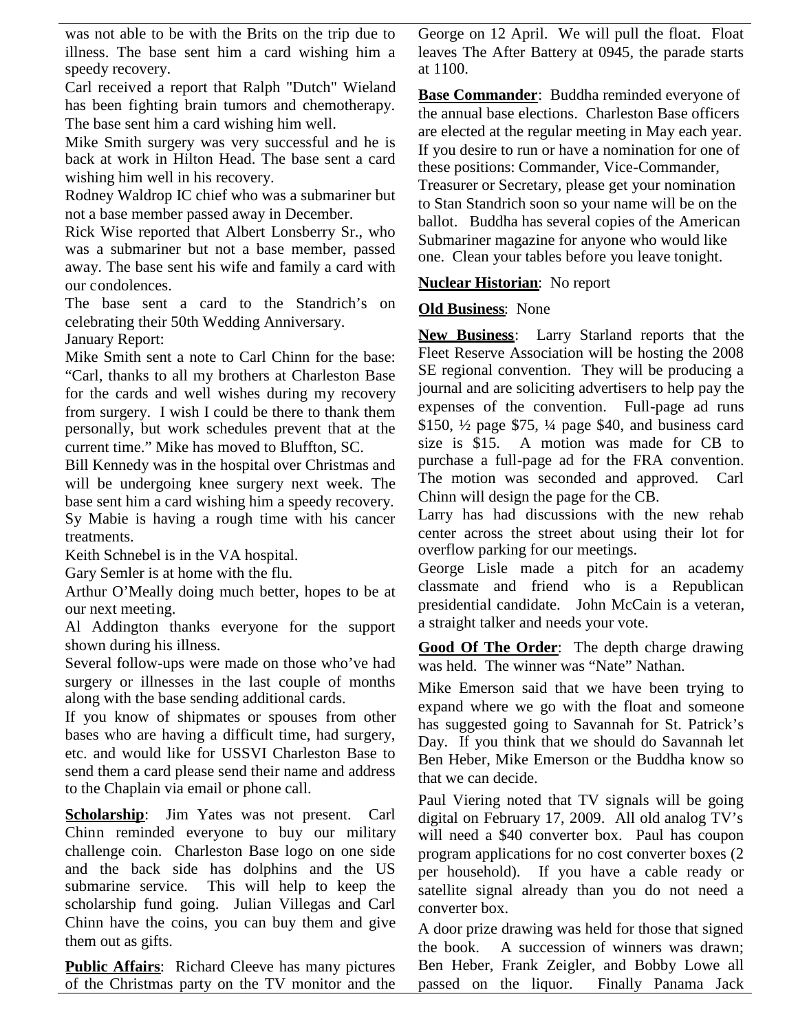was not able to be with the Brits on the trip due to illness. The base sent him a card wishing him a speedy recovery.

Carl received a report that Ralph "Dutch" Wieland has been fighting brain tumors and chemotherapy. The base sent him a card wishing him well.

Mike Smith surgery was very successful and he is back at work in Hilton Head. The base sent a card wishing him well in his recovery.

Rodney Waldrop IC chief who was a submariner but not a base member passed away in December.

Rick Wise reported that Albert Lonsberry Sr., who was a submariner but not a base member, passed away. The base sent his wife and family a card with our condolences.

The base sent a card to the Standrich's on celebrating their 50th Wedding Anniversary.

January Report:

Mike Smith sent a note to Carl Chinn for the base: "Carl, thanks to all my brothers at Charleston Base for the cards and well wishes during my recovery from surgery. I wish I could be there to thank them personally, but work schedules prevent that at the current time." Mike has moved to Bluffton, SC.

Bill Kennedy was in the hospital over Christmas and will be undergoing knee surgery next week. The base sent him a card wishing him a speedy recovery.

Sy Mabie is having a rough time with his cancer treatments.

Keith Schnebel is in the VA hospital.

Gary Semler is at home with the flu.

Arthur O'Meally doing much better, hopes to be at our next meeting.

Al Addington thanks everyone for the support shown during his illness.

Several follow-ups were made on those who've had surgery or illnesses in the last couple of months along with the base sending additional cards.

If you know of shipmates or spouses from other bases who are having a difficult time, had surgery, etc. and would like for USSVI Charleston Base to send them a card please send their name and address to the Chaplain via email or phone call.

**Scholarship**: Jim Yates was not present. Carl Chinn reminded everyone to buy our military challenge coin. Charleston Base logo on one side and the back side has dolphins and the US submarine service. This will help to keep the scholarship fund going. Julian Villegas and Carl Chinn have the coins, you can buy them and give them out as gifts.

**Public Affairs**: Richard Cleeve has many pictures of the Christmas party on the TV monitor and the George on 12 April. We will pull the float. Float leaves The After Battery at 0945, the parade starts at 1100.

**Base Commander**: Buddha reminded everyone of the annual base elections. Charleston Base officers are elected at the regular meeting in May each year. If you desire to run or have a nomination for one of these positions: Commander, Vice-Commander, Treasurer or Secretary, please get your nomination to Stan Standrich soon so your name will be on the ballot. Buddha has several copies of the American Submariner magazine for anyone who would like one. Clean your tables before you leave tonight.

**Nuclear Historian**: No report

**Old Business**: None

**New Business**: Larry Starland reports that the Fleet Reserve Association will be hosting the 2008 SE regional convention. They will be producing a journal and are soliciting advertisers to help pay the expenses of the convention. Full-page ad runs \$150, ½ page \$75, ¼ page \$40, and business card size is \$15. A motion was made for CB to purchase a full-page ad for the FRA convention. The motion was seconded and approved. Carl Chinn will design the page for the CB.

Larry has had discussions with the new rehab center across the street about using their lot for overflow parking for our meetings.

George Lisle made a pitch for an academy classmate and friend who is a Republican presidential candidate. John McCain is a veteran, a straight talker and needs your vote.

**Good Of The Order**: The depth charge drawing was held. The winner was "Nate" Nathan.

Mike Emerson said that we have been trying to expand where we go with the float and someone has suggested going to Savannah for St. Patrick's Day. If you think that we should do Savannah let Ben Heber, Mike Emerson or the Buddha know so that we can decide.

Paul Viering noted that TV signals will be going digital on February 17, 2009. All old analog TV's will need a \$40 converter box. Paul has coupon program applications for no cost converter boxes (2 per household). If you have a cable ready or satellite signal already than you do not need a converter box.

A door prize drawing was held for those that signed the book. A succession of winners was drawn; Ben Heber, Frank Zeigler, and Bobby Lowe all passed on the liquor. Finally Panama Jack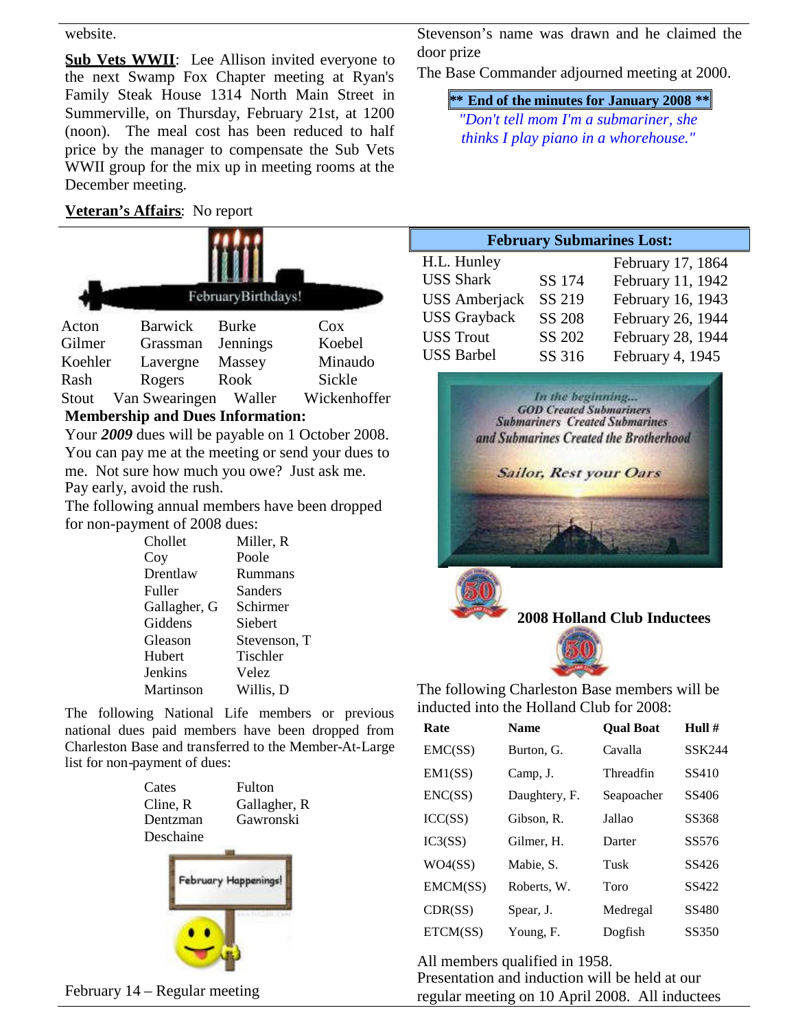website.

**Sub Vets WWII**: Lee Allison invited everyone to the next Swamp Fox Chapter meeting at Ryan's Family Steak House 1314 North Main Street in Summerville, on Thursday, February 21st, at 1200 (noon). The meal cost has been reduced to half price by the manager to compensate the Sub Vets WWII group for the mix up in meeting rooms at the December meeting.

**Veteran's Affairs**: No report

FebruaryBirthdays!

| | | | |
|---|---|---|---|
| Acton | Barwick | Burke | Cox |
| Gilmer | Grassman | Jennings | Koebel |
| Koehler | Lavergne | Massey | Minaudo |
| Rash | Rogers | Rook | Sickle |
| Stout | Van Swearingen | Waller | Wickenhoffer |

**Membership and Dues Information:**

Your ***2009*** dues will be payable on 1 October 2008. You can pay me at the meeting or send your dues to me. Not sure how much you owe? Just ask me. Pay early, avoid the rush.

The following annual members have been dropped for non-payment of 2008 dues:

| | |
|---|---|
| Chollet | Miller, R |
| Coy | Poole |
| Drentlaw | Rummans |
| Fuller | Sanders |
| Gallagher, G | Schirmer |
| Giddens | Siebert |
| Gleason | Stevenson, T |
| Hubert | Tischler |
| Jenkins | Velez |
| Martinson | Willis, D |

The following National Life members or previous national dues paid members have been dropped from Charleston Base and transferred to the Member-At-Large list for non-payment of dues:

| | |
|---|---|
| Cates | Fulton |
| Cline, R | Gallagher, R |
| Dentzman | Gawronski |
| Deschaine | |

February Happenings!

February 14 – Regular meeting

Stevenson's name was drawn and he claimed the door prize

The Base Commander adjourned meeting at 2000.

**\*\* End of the minutes for January 2008 \*\***

*"Don't tell mom I'm a submariner, she thinks I play piano in a whorehouse."*

**February Submarines Lost:**

| | | |
|---|---|---|
| H.L. Hunley | | February 17, 1864 |
| USS Shark | SS 174 | February 11, 1942 |
| USS Amberjack | SS 219 | February 16, 1943 |
| USS Grayback | SS 208 | February 26, 1944 |
| USS Trout | SS 202 | February 28, 1944 |
| USS Barbel | SS 316 | February 4, 1945 |

*In the beginning... GOD Created Submariners Submariners Created Submarines and Submarines Created the Brotherhood*

*Sailor, Rest your Oars*

**2008 Holland Club Inductees**

The following Charleston Base members will be inducted into the Holland Club for 2008:

| Rate | Name | Qual Boat | Hull # |
|---|---|---|---|
| EMC(SS) | Burton, G. | Cavalla | SSK244 |
| EM1(SS) | Camp, J. | Threadfin | SS410 |
| ENC(SS) | Daughtery, F. | Seapoacher | SS406 |
| ICC(SS) | Gibson, R. | Jallao | SS368 |
| IC3(SS) | Gilmer, H. | Darter | SS576 |
| WO4(SS) | Mabie, S. | Tusk | SS426 |
| EMCM(SS) | Roberts, W. | Toro | SS422 |
| CDR(SS) | Spear, J. | Medregal | SS480 |
| ETCM(SS) | Young, F. | Dogfish | SS350 |

All members qualified in 1958.

Presentation and induction will be held at our regular meeting on 10 April 2008. All inductees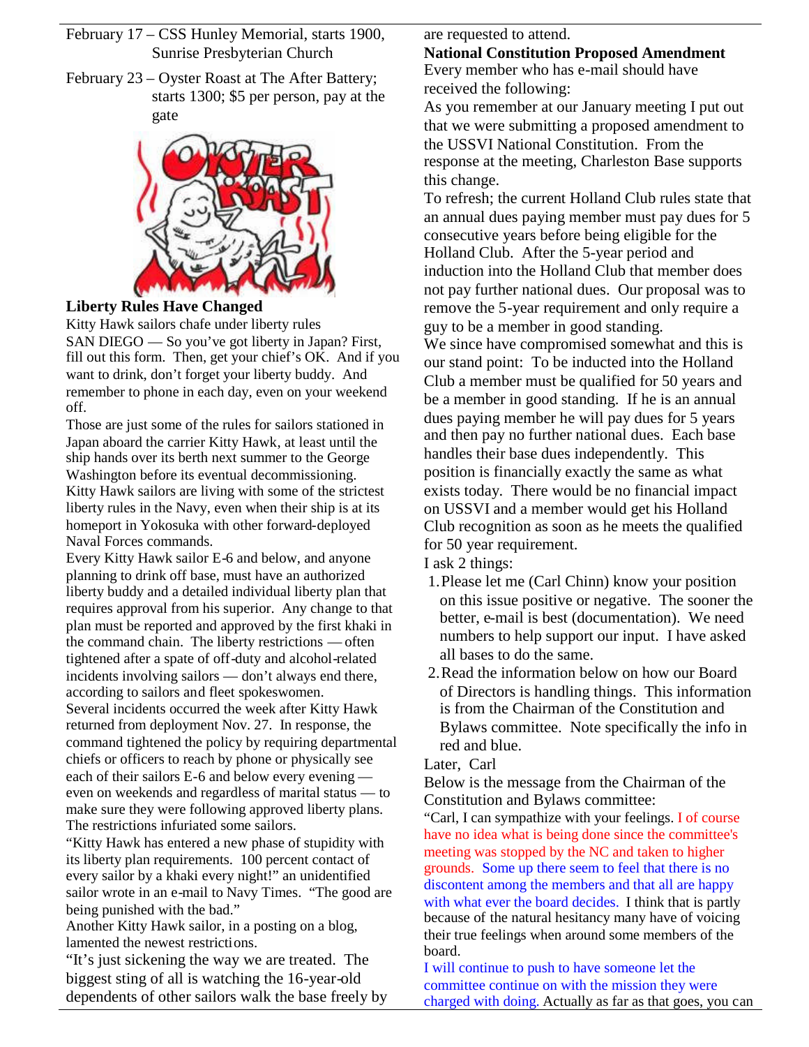February 17 – CSS Hunley Memorial, starts 1900, Sunrise Presbyterian Church

February 23 – Oyster Roast at The After Battery; starts 1300; $5 per person, pay at the gate

**Liberty Rules Have Changed**

Kitty Hawk sailors chafe under liberty rules

SAN DIEGO — So you've got liberty in Japan? First, fill out this form. Then, get your chief's OK. And if you want to drink, don't forget your liberty buddy. And remember to phone in each day, even on your weekend off.

Those are just some of the rules for sailors stationed in Japan aboard the carrier Kitty Hawk, at least until the ship hands over its berth next summer to the George Washington before its eventual decommissioning.

Kitty Hawk sailors are living with some of the strictest liberty rules in the Navy, even when their ship is at its homeport in Yokosuka with other forward-deployed Naval Forces commands.

Every Kitty Hawk sailor E-6 and below, and anyone planning to drink off base, must have an authorized liberty buddy and a detailed individual liberty plan that requires approval from his superior. Any change to that plan must be reported and approved by the first khaki in the command chain. The liberty restrictions — often tightened after a spate of off-duty and alcohol-related incidents involving sailors — don't always end there, according to sailors and fleet spokeswomen.

Several incidents occurred the week after Kitty Hawk returned from deployment Nov. 27. In response, the command tightened the policy by requiring departmental chiefs or officers to reach by phone or physically see each of their sailors E-6 and below every evening — even on weekends and regardless of marital status — to make sure they were following approved liberty plans. The restrictions infuriated some sailors.

"Kitty Hawk has entered a new phase of stupidity with its liberty plan requirements. 100 percent contact of every sailor by a khaki every night!" an unidentified sailor wrote in an e-mail to Navy Times. "The good are being punished with the bad."

Another Kitty Hawk sailor, in a posting on a blog, lamented the newest restrictions.

"It's just sickening the way we are treated. The biggest sting of all is watching the 16-year-old dependents of other sailors walk the base freely by are requested to attend.

**National Constitution Proposed Amendment**

Every member who has e-mail should have received the following:

As you remember at our January meeting I put out that we were submitting a proposed amendment to the USSVI National Constitution. From the response at the meeting, Charleston Base supports this change.

To refresh; the current Holland Club rules state that an annual dues paying member must pay dues for 5 consecutive years before being eligible for the Holland Club. After the 5-year period and induction into the Holland Club that member does not pay further national dues. Our proposal was to remove the 5-year requirement and only require a guy to be a member in good standing.

We since have compromised somewhat and this is our stand point: To be inducted into the Holland Club a member must be qualified for 50 years and be a member in good standing. If he is an annual dues paying member he will pay dues for 5 years and then pay no further national dues. Each base handles their base dues independently. This position is financially exactly the same as what exists today. There would be no financial impact on USSVI and a member would get his Holland Club recognition as soon as he meets the qualified for 50 year requirement.

I ask 2 things:

1. Please let me (Carl Chinn) know your position on this issue positive or negative. The sooner the better, e-mail is best (documentation). We need numbers to help support our input. I have asked all bases to do the same.
2. Read the information below on how our Board of Directors is handling things. This information is from the Chairman of the Constitution and Bylaws committee. Note specifically the info in red and blue.

Later, Carl

Below is the message from the Chairman of the Constitution and Bylaws committee:

"Carl, I can sympathize with your feelings. I of course have no idea what is being done since the committee's meeting was stopped by the NC and taken to higher grounds. Some up there seem to feel that there is no discontent among the members and that all are happy with what ever the board decides. I think that is partly because of the natural hesitancy many have of voicing their true feelings when around some members of the board.

I will continue to push to have someone let the committee continue on with the mission they were charged with doing. Actually as far as that goes, you can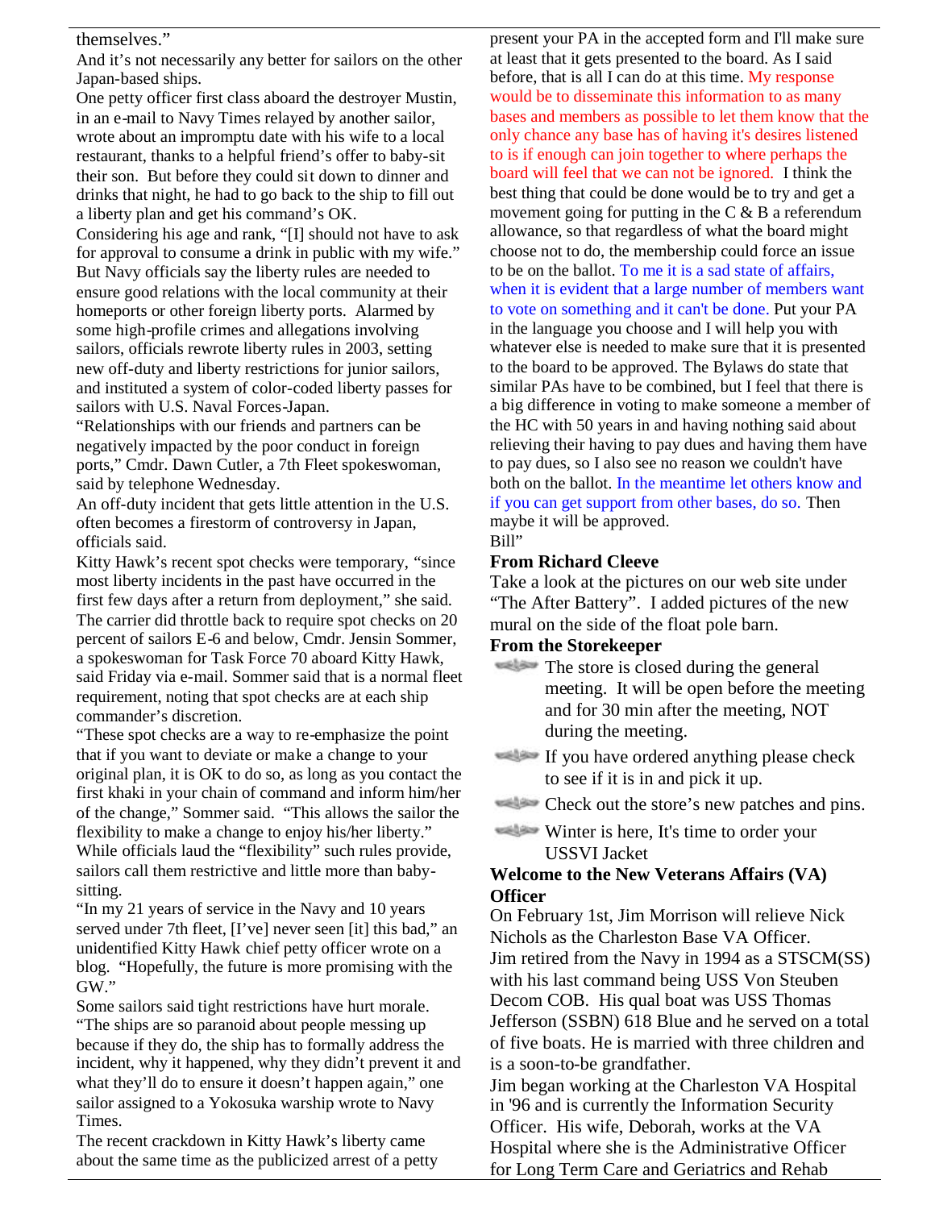themselves."

And it's not necessarily any better for sailors on the other Japan-based ships.

One petty officer first class aboard the destroyer Mustin, in an e-mail to Navy Times relayed by another sailor, wrote about an impromptu date with his wife to a local restaurant, thanks to a helpful friend's offer to baby-sit their son. But before they could sit down to dinner and drinks that night, he had to go back to the ship to fill out a liberty plan and get his command's OK.

Considering his age and rank, "[I] should not have to ask for approval to consume a drink in public with my wife."

But Navy officials say the liberty rules are needed to ensure good relations with the local community at their homeports or other foreign liberty ports. Alarmed by some high-profile crimes and allegations involving sailors, officials rewrote liberty rules in 2003, setting new off-duty and liberty restrictions for junior sailors, and instituted a system of color-coded liberty passes for sailors with U.S. Naval Forces-Japan.

"Relationships with our friends and partners can be negatively impacted by the poor conduct in foreign ports," Cmdr. Dawn Cutler, a 7th Fleet spokeswoman, said by telephone Wednesday.

An off-duty incident that gets little attention in the U.S. often becomes a firestorm of controversy in Japan, officials said.

Kitty Hawk's recent spot checks were temporary, "since most liberty incidents in the past have occurred in the first few days after a return from deployment," she said. The carrier did throttle back to require spot checks on 20 percent of sailors E-6 and below, Cmdr. Jensin Sommer, a spokeswoman for Task Force 70 aboard Kitty Hawk, said Friday via e-mail. Sommer said that is a normal fleet requirement, noting that spot checks are at each ship commander's discretion.

"These spot checks are a way to re-emphasize the point that if you want to deviate or make a change to your original plan, it is OK to do so, as long as you contact the first khaki in your chain of command and inform him/her of the change," Sommer said. "This allows the sailor the flexibility to make a change to enjoy his/her liberty."

While officials laud the "flexibility" such rules provide, sailors call them restrictive and little more than baby-sitting.

"In my 21 years of service in the Navy and 10 years served under 7th fleet, [I've] never seen [it] this bad," an unidentified Kitty Hawk chief petty officer wrote on a blog. "Hopefully, the future is more promising with the GW."

Some sailors said tight restrictions have hurt morale. "The ships are so paranoid about people messing up because if they do, the ship has to formally address the incident, why it happened, why they didn't prevent it and what they'll do to ensure it doesn't happen again," one sailor assigned to a Yokosuka warship wrote to Navy Times.

The recent crackdown in Kitty Hawk's liberty came about the same time as the publicized arrest of a petty

present your PA in the accepted form and I'll make sure at least that it gets presented to the board. As I said before, that is all I can do at this time. My response would be to disseminate this information to as many bases and members as possible to let them know that the only chance any base has of having it's desires listened to is if enough can join together to where perhaps the board will feel that we can not be ignored. I think the best thing that could be done would be to try and get a movement going for putting in the C & B a referendum allowance, so that regardless of what the board might choose not to do, the membership could force an issue to be on the ballot. To me it is a sad state of affairs, when it is evident that a large number of members want to vote on something and it can't be done. Put your PA in the language you choose and I will help you with whatever else is needed to make sure that it is presented to the board to be approved. The Bylaws do state that similar PAs have to be combined, but I feel that there is a big difference in voting to make someone a member of the HC with 50 years in and having nothing said about relieving their having to pay dues and having them have to pay dues, so I also see no reason we couldn't have both on the ballot. In the meantime let others know and if you can get support from other bases, do so. Then maybe it will be approved.

Bill"

**From Richard Cleeve**

Take a look at the pictures on our web site under "The After Battery". I added pictures of the new mural on the side of the float pole barn.

**From the Storekeeper**

- The store is closed during the general meeting. It will be open before the meeting and for 30 min after the meeting, NOT during the meeting.
- If you have ordered anything please check to see if it is in and pick it up.
- Check out the store's new patches and pins.
- Winter is here, It's time to order your USSVI Jacket

**Welcome to the New Veterans Affairs (VA) Officer**

On February 1st, Jim Morrison will relieve Nick Nichols as the Charleston Base VA Officer.

Jim retired from the Navy in 1994 as a STSCM(SS) with his last command being USS Von Steuben Decom COB. His qual boat was USS Thomas Jefferson (SSBN) 618 Blue and he served on a total of five boats. He is married with three children and is a soon-to-be grandfather.

Jim began working at the Charleston VA Hospital in '96 and is currently the Information Security Officer. His wife, Deborah, works at the VA Hospital where she is the Administrative Officer for Long Term Care and Geriatrics and Rehab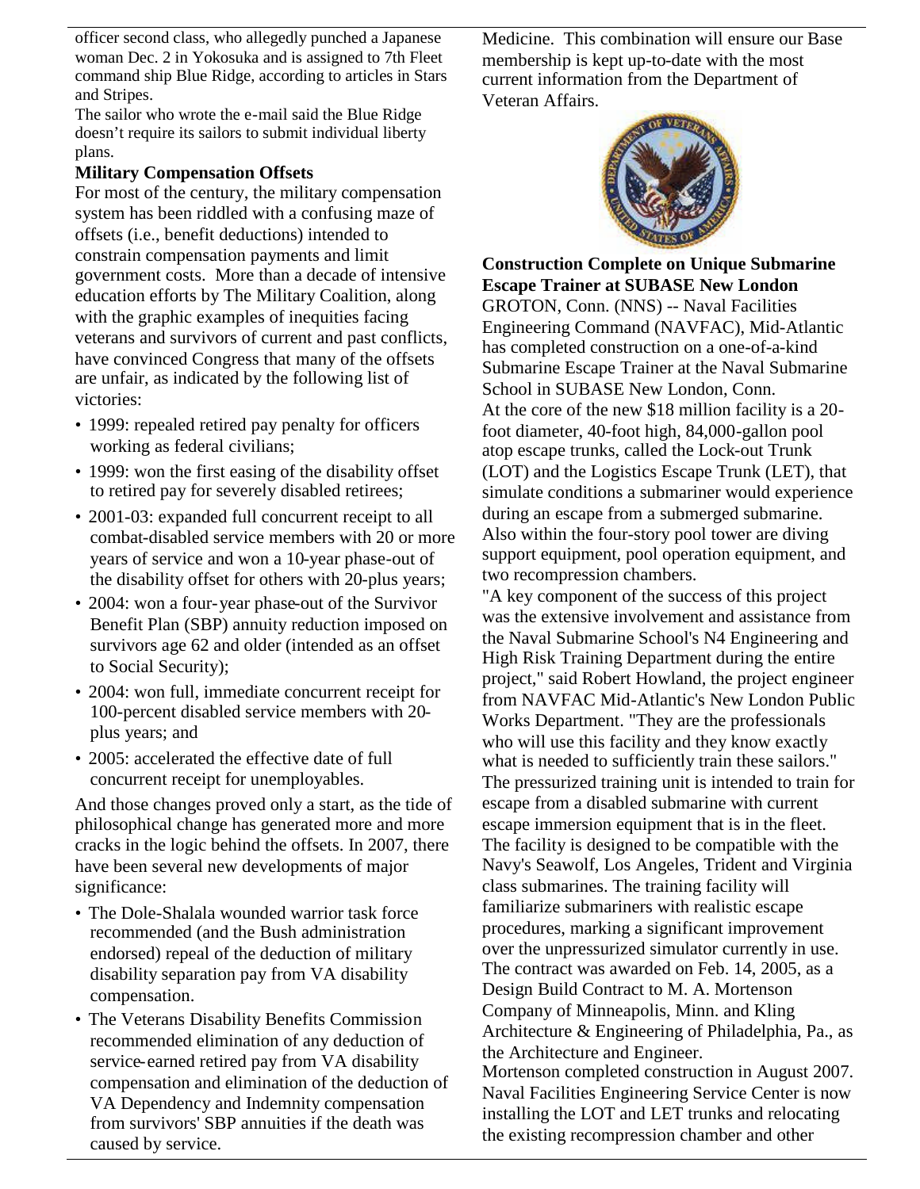officer second class, who allegedly punched a Japanese woman Dec. 2 in Yokosuka and is assigned to 7th Fleet command ship Blue Ridge, according to articles in Stars and Stripes.

The sailor who wrote the e-mail said the Blue Ridge doesn't require its sailors to submit individual liberty plans.

**Military Compensation Offsets**

For most of the century, the military compensation system has been riddled with a confusing maze of offsets (i.e., benefit deductions) intended to constrain compensation payments and limit government costs. More than a decade of intensive education efforts by The Military Coalition, along with the graphic examples of inequities facing veterans and survivors of current and past conflicts, have convinced Congress that many of the offsets are unfair, as indicated by the following list of victories:

- 1999: repealed retired pay penalty for officers working as federal civilians;
- 1999: won the first easing of the disability offset to retired pay for severely disabled retirees;
- 2001-03: expanded full concurrent receipt to all combat-disabled service members with 20 or more years of service and won a 10-year phase-out of the disability offset for others with 20-plus years;
- 2004: won a four-year phase-out of the Survivor Benefit Plan (SBP) annuity reduction imposed on survivors age 62 and older (intended as an offset to Social Security);
- 2004: won full, immediate concurrent receipt for 100-percent disabled service members with 20-plus years; and
- 2005: accelerated the effective date of full concurrent receipt for unemployables.

And those changes proved only a start, as the tide of philosophical change has generated more and more cracks in the logic behind the offsets. In 2007, there have been several new developments of major significance:

- The Dole-Shalala wounded warrior task force recommended (and the Bush administration endorsed) repeal of the deduction of military disability separation pay from VA disability compensation.
- The Veterans Disability Benefits Commission recommended elimination of any deduction of service-earned retired pay from VA disability compensation and elimination of the deduction of VA Dependency and Indemnity compensation from survivors' SBP annuities if the death was caused by service.

Medicine. This combination will ensure our Base membership is kept up-to-date with the most current information from the Department of Veteran Affairs.

**Construction Complete on Unique Submarine Escape Trainer at SUBASE New London**

GROTON, Conn. (NNS) -- Naval Facilities Engineering Command (NAVFAC), Mid-Atlantic has completed construction on a one-of-a-kind Submarine Escape Trainer at the Naval Submarine School in SUBASE New London, Conn.

At the core of the new $18 million facility is a 20-foot diameter, 40-foot high, 84,000-gallon pool atop escape trunks, called the Lock-out Trunk (LOT) and the Logistics Escape Trunk (LET), that simulate conditions a submariner would experience during an escape from a submerged submarine. Also within the four-story pool tower are diving support equipment, pool operation equipment, and two recompression chambers.

"A key component of the success of this project was the extensive involvement and assistance from the Naval Submarine School's N4 Engineering and High Risk Training Department during the entire project," said Robert Howland, the project engineer from NAVFAC Mid-Atlantic's New London Public Works Department. "They are the professionals who will use this facility and they know exactly what is needed to sufficiently train these sailors."

The pressurized training unit is intended to train for escape from a disabled submarine with current escape immersion equipment that is in the fleet. The facility is designed to be compatible with the Navy's Seawolf, Los Angeles, Trident and Virginia class submarines. The training facility will familiarize submariners with realistic escape procedures, marking a significant improvement over the unpressurized simulator currently in use.

The contract was awarded on Feb. 14, 2005, as a Design Build Contract to M. A. Mortenson Company of Minneapolis, Minn. and Kling Architecture & Engineering of Philadelphia, Pa., as the Architecture and Engineer.

Mortenson completed construction in August 2007. Naval Facilities Engineering Service Center is now installing the LOT and LET trunks and relocating the existing recompression chamber and other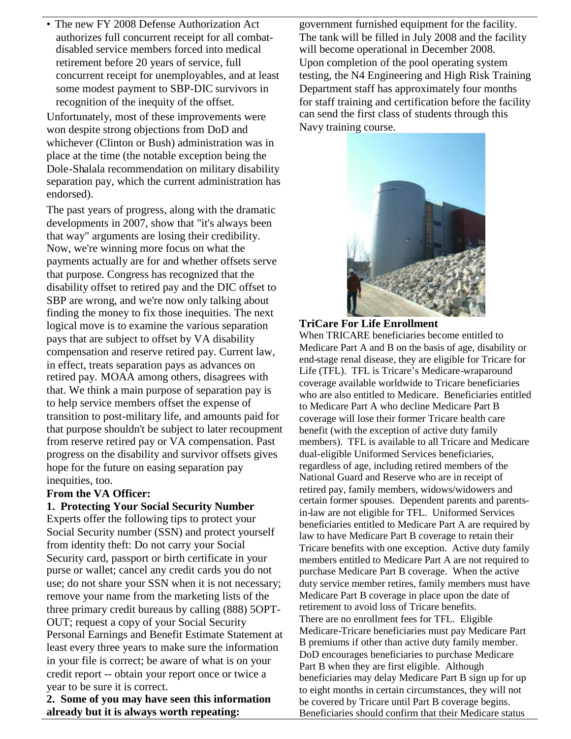- The new FY 2008 Defense Authorization Act authorizes full concurrent receipt for all combat-disabled service members forced into medical retirement before 20 years of service, full concurrent receipt for unemployables, and at least some modest payment to SBP-DIC survivors in recognition of the inequity of the offset.

Unfortunately, most of these improvements were won despite strong objections from DoD and whichever (Clinton or Bush) administration was in place at the time (the notable exception being the Dole-Shalala recommendation on military disability separation pay, which the current administration has endorsed).

The past years of progress, along with the dramatic developments in 2007, show that "it's always been that way" arguments are losing their credibility. Now, we're winning more focus on what the payments actually are for and whether offsets serve that purpose. Congress has recognized that the disability offset to retired pay and the DIC offset to SBP are wrong, and we're now only talking about finding the money to fix those inequities. The next logical move is to examine the various separation pays that are subject to offset by VA disability compensation and reserve retired pay. Current law, in effect, treats separation pays as advances on retired pay. MOAA among others, disagrees with that. We think a main purpose of separation pay is to help service members offset the expense of transition to post-military life, and amounts paid for that purpose shouldn't be subject to later recoupment from reserve retired pay or VA compensation. Past progress on the disability and survivor offsets gives hope for the future on easing separation pay inequities, too.

**From the VA Officer:**

**1. Protecting Your Social Security Number**

Experts offer the following tips to protect your Social Security number (SSN) and protect yourself from identity theft: Do not carry your Social Security card, passport or birth certificate in your purse or wallet; cancel any credit cards you do not use; do not share your SSN when it is not necessary; remove your name from the marketing lists of the three primary credit bureaus by calling (888) 5OPT-OUT; request a copy of your Social Security Personal Earnings and Benefit Estimate Statement at least every three years to make sure the information in your file is correct; be aware of what is on your credit report -- obtain your report once or twice a year to be sure it is correct.

**2. Some of you may have seen this information already but it is always worth repeating:**

government furnished equipment for the facility. The tank will be filled in July 2008 and the facility will become operational in December 2008. Upon completion of the pool operating system testing, the N4 Engineering and High Risk Training Department staff has approximately four months for staff training and certification before the facility can send the first class of students through this Navy training course.

**TriCare For Life Enrollment**

When TRICARE beneficiaries become entitled to Medicare Part A and B on the basis of age, disability or end-stage renal disease, they are eligible for Tricare for Life (TFL). TFL is Tricare's Medicare-wraparound coverage available worldwide to Tricare beneficiaries who are also entitled to Medicare. Beneficiaries entitled to Medicare Part A who decline Medicare Part B coverage will lose their former Tricare health care benefit (with the exception of active duty family members). TFL is available to all Tricare and Medicare dual-eligible Uniformed Services beneficiaries, regardless of age, including retired members of the National Guard and Reserve who are in receipt of retired pay, family members, widows/widowers and certain former spouses. Dependent parents and parents-in-law are not eligible for TFL. Uniformed Services beneficiaries entitled to Medicare Part A are required by law to have Medicare Part B coverage to retain their Tricare benefits with one exception. Active duty family members entitled to Medicare Part A are not required to purchase Medicare Part B coverage. When the active duty service member retires, family members must have Medicare Part B coverage in place upon the date of retirement to avoid loss of Tricare benefits.

There are no enrollment fees for TFL. Eligible Medicare-Tricare beneficiaries must pay Medicare Part B premiums if other than active duty family member. DoD encourages beneficiaries to purchase Medicare Part B when they are first eligible. Although beneficiaries may delay Medicare Part B sign up for up to eight months in certain circumstances, they will not be covered by Tricare until Part B coverage begins. Beneficiaries should confirm that their Medicare status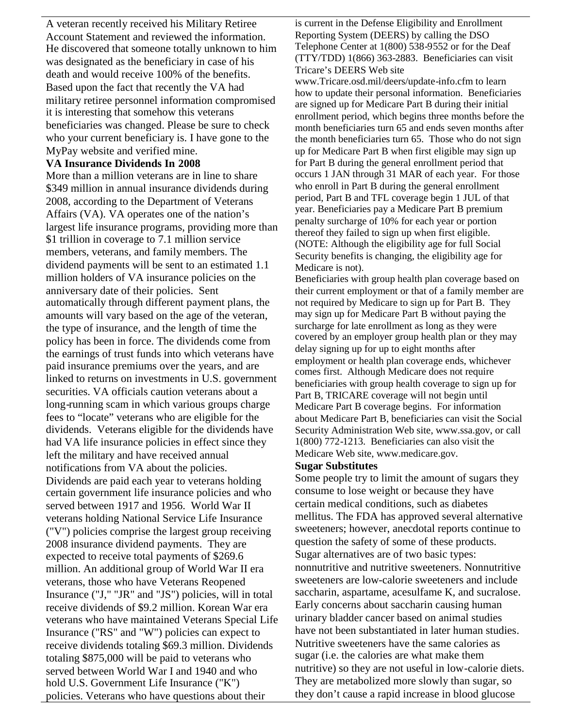A veteran recently received his Military Retiree Account Statement and reviewed the information. He discovered that someone totally unknown to him was designated as the beneficiary in case of his death and would receive 100% of the benefits. Based upon the fact that recently the VA had military retiree personnel information compromised it is interesting that somehow this veterans beneficiaries was changed. Please be sure to check who your current beneficiary is. I have gone to the MyPay website and verified mine.

**VA Insurance Dividends In 2008**

More than a million veterans are in line to share $349 million in annual insurance dividends during 2008, according to the Department of Veterans Affairs (VA). VA operates one of the nation's largest life insurance programs, providing more than $1 trillion in coverage to 7.1 million service members, veterans, and family members. The dividend payments will be sent to an estimated 1.1 million holders of VA insurance policies on the anniversary date of their policies. Sent automatically through different payment plans, the amounts will vary based on the age of the veteran, the type of insurance, and the length of time the policy has been in force. The dividends come from the earnings of trust funds into which veterans have paid insurance premiums over the years, and are linked to returns on investments in U.S. government securities. VA officials caution veterans about a long-running scam in which various groups charge fees to "locate" veterans who are eligible for the dividends. Veterans eligible for the dividends have had VA life insurance policies in effect since they left the military and have received annual notifications from VA about the policies. Dividends are paid each year to veterans holding certain government life insurance policies and who served between 1917 and 1956. World War II veterans holding National Service Life Insurance ("V") policies comprise the largest group receiving 2008 insurance dividend payments. They are expected to receive total payments of $269.6 million. An additional group of World War II era veterans, those who have Veterans Reopened Insurance ("J," "JR" and "JS") policies, will in total receive dividends of $9.2 million. Korean War era veterans who have maintained Veterans Special Life Insurance ("RS" and "W") policies can expect to receive dividends totaling $69.3 million. Dividends totaling $875,000 will be paid to veterans who served between World War I and 1940 and who hold U.S. Government Life Insurance ("K") policies. Veterans who have questions about their

is current in the Defense Eligibility and Enrollment Reporting System (DEERS) by calling the DSO Telephone Center at 1(800) 538-9552 or for the Deaf (TTY/TDD) 1(866) 363-2883. Beneficiaries can visit Tricare's DEERS Web site www.Tricare.osd.mil/deers/update-info.cfm to learn how to update their personal information. Beneficiaries are signed up for Medicare Part B during their initial enrollment period, which begins three months before the month beneficiaries turn 65 and ends seven months after the month beneficiaries turn 65. Those who do not sign up for Medicare Part B when first eligible may sign up for Part B during the general enrollment period that occurs 1 JAN through 31 MAR of each year. For those who enroll in Part B during the general enrollment period, Part B and TFL coverage begin 1 JUL of that year. Beneficiaries pay a Medicare Part B premium penalty surcharge of 10% for each year or portion thereof they failed to sign up when first eligible. (NOTE: Although the eligibility age for full Social Security benefits is changing, the eligibility age for Medicare is not).

Beneficiaries with group health plan coverage based on their current employment or that of a family member are not required by Medicare to sign up for Part B. They may sign up for Medicare Part B without paying the surcharge for late enrollment as long as they were covered by an employer group health plan or they may delay signing up for up to eight months after employment or health plan coverage ends, whichever comes first. Although Medicare does not require beneficiaries with group health coverage to sign up for Part B, TRICARE coverage will not begin until Medicare Part B coverage begins. For information about Medicare Part B, beneficiaries can visit the Social Security Administration Web site, www.ssa.gov, or call 1(800) 772-1213. Beneficiaries can also visit the Medicare Web site, www.medicare.gov.

**Sugar Substitutes**

Some people try to limit the amount of sugars they consume to lose weight or because they have certain medical conditions, such as diabetes mellitus. The FDA has approved several alternative sweeteners; however, anecdotal reports continue to question the safety of some of these products. Sugar alternatives are of two basic types: nonnutritive and nutritive sweeteners. Nonnutritive sweeteners are low-calorie sweeteners and include saccharin, aspartame, acesulfame K, and sucralose. Early concerns about saccharin causing human urinary bladder cancer based on animal studies have not been substantiated in later human studies. Nutritive sweeteners have the same calories as sugar (i.e. the calories are what make them nutritive) so they are not useful in low-calorie diets. They are metabolized more slowly than sugar, so they don't cause a rapid increase in blood glucose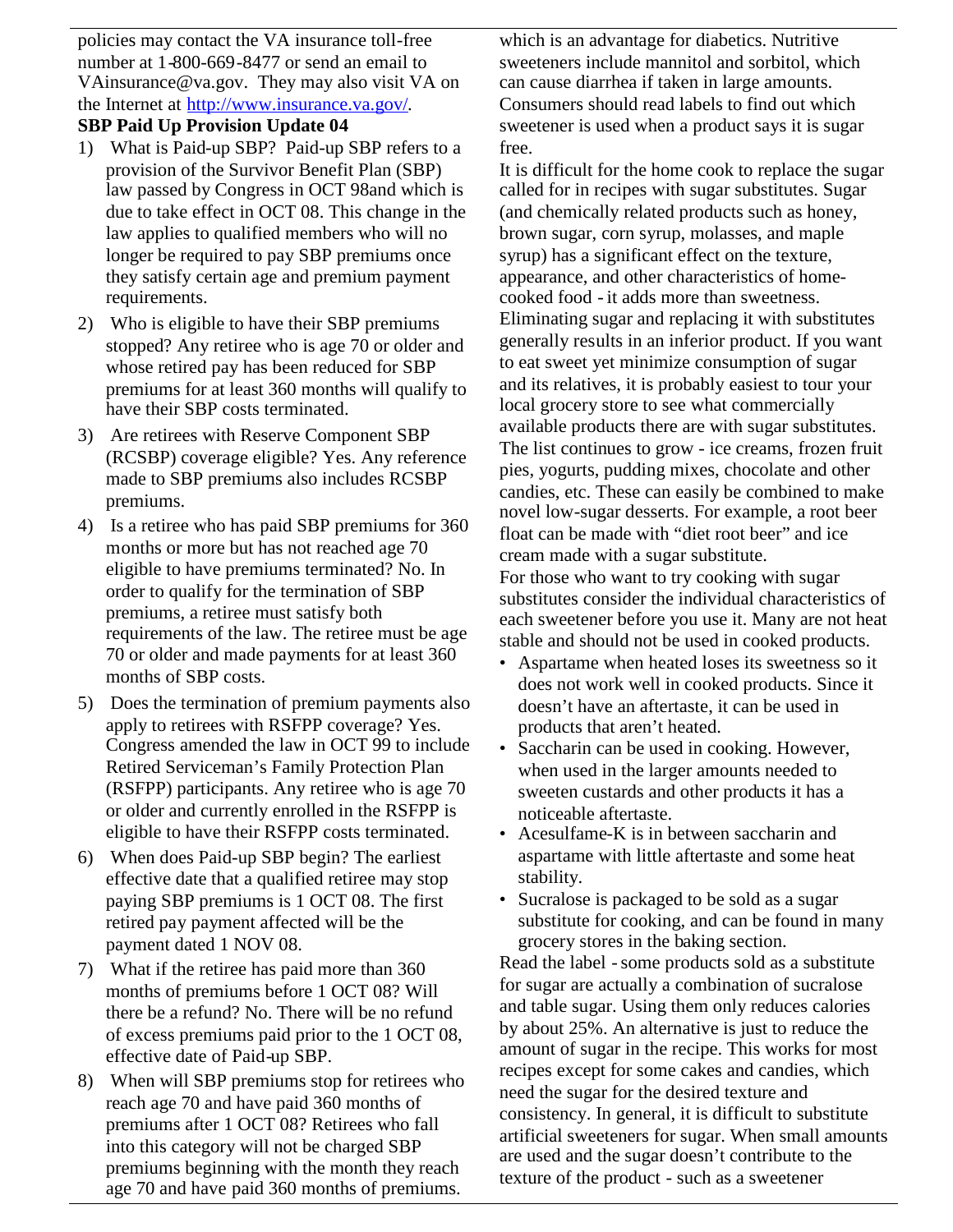policies may contact the VA insurance toll-free number at 1-800-669-8477 or send an email to VAinsurance@va.gov. They may also visit VA on the Internet at http://www.insurance.va.gov/.

**SBP Paid Up Provision Update 04**

1) What is Paid-up SBP? Paid-up SBP refers to a provision of the Survivor Benefit Plan (SBP) law passed by Congress in OCT 98and which is due to take effect in OCT 08. This change in the law applies to qualified members who will no longer be required to pay SBP premiums once they satisfy certain age and premium payment requirements.

2) Who is eligible to have their SBP premiums stopped? Any retiree who is age 70 or older and whose retired pay has been reduced for SBP premiums for at least 360 months will qualify to have their SBP costs terminated.

3) Are retirees with Reserve Component SBP (RCSBP) coverage eligible? Yes. Any reference made to SBP premiums also includes RCSBP premiums.

4) Is a retiree who has paid SBP premiums for 360 months or more but has not reached age 70 eligible to have premiums terminated? No. In order to qualify for the termination of SBP premiums, a retiree must satisfy both requirements of the law. The retiree must be age 70 or older and made payments for at least 360 months of SBP costs.

5) Does the termination of premium payments also apply to retirees with RSFPP coverage? Yes. Congress amended the law in OCT 99 to include Retired Serviceman's Family Protection Plan (RSFPP) participants. Any retiree who is age 70 or older and currently enrolled in the RSFPP is eligible to have their RSFPP costs terminated.

6) When does Paid-up SBP begin? The earliest effective date that a qualified retiree may stop paying SBP premiums is 1 OCT 08. The first retired pay payment affected will be the payment dated 1 NOV 08.

7) What if the retiree has paid more than 360 months of premiums before 1 OCT 08? Will there be a refund? No. There will be no refund of excess premiums paid prior to the 1 OCT 08, effective date of Paid-up SBP.

8) When will SBP premiums stop for retirees who reach age 70 and have paid 360 months of premiums after 1 OCT 08? Retirees who fall into this category will not be charged SBP premiums beginning with the month they reach age 70 and have paid 360 months of premiums.

which is an advantage for diabetics. Nutritive sweeteners include mannitol and sorbitol, which can cause diarrhea if taken in large amounts. Consumers should read labels to find out which sweetener is used when a product says it is sugar free.

It is difficult for the home cook to replace the sugar called for in recipes with sugar substitutes. Sugar (and chemically related products such as honey, brown sugar, corn syrup, molasses, and maple syrup) has a significant effect on the texture, appearance, and other characteristics of home-cooked food - it adds more than sweetness. Eliminating sugar and replacing it with substitutes generally results in an inferior product. If you want to eat sweet yet minimize consumption of sugar and its relatives, it is probably easiest to tour your local grocery store to see what commercially available products there are with sugar substitutes. The list continues to grow - ice creams, frozen fruit pies, yogurts, pudding mixes, chocolate and other candies, etc. These can easily be combined to make novel low-sugar desserts. For example, a root beer float can be made with "diet root beer" and ice cream made with a sugar substitute.

For those who want to try cooking with sugar substitutes consider the individual characteristics of each sweetener before you use it. Many are not heat stable and should not be used in cooked products.

- Aspartame when heated loses its sweetness so it does not work well in cooked products. Since it doesn't have an aftertaste, it can be used in products that aren't heated.
- Saccharin can be used in cooking. However, when used in the larger amounts needed to sweeten custards and other products it has a noticeable aftertaste.
- Acesulfame-K is in between saccharin and aspartame with little aftertaste and some heat stability.
- Sucralose is packaged to be sold as a sugar substitute for cooking, and can be found in many grocery stores in the baking section.

Read the label - some products sold as a substitute for sugar are actually a combination of sucralose and table sugar. Using them only reduces calories by about 25%. An alternative is just to reduce the amount of sugar in the recipe. This works for most recipes except for some cakes and candies, which need the sugar for the desired texture and consistency. In general, it is difficult to substitute artificial sweeteners for sugar. When small amounts are used and the sugar doesn't contribute to the texture of the product - such as a sweetener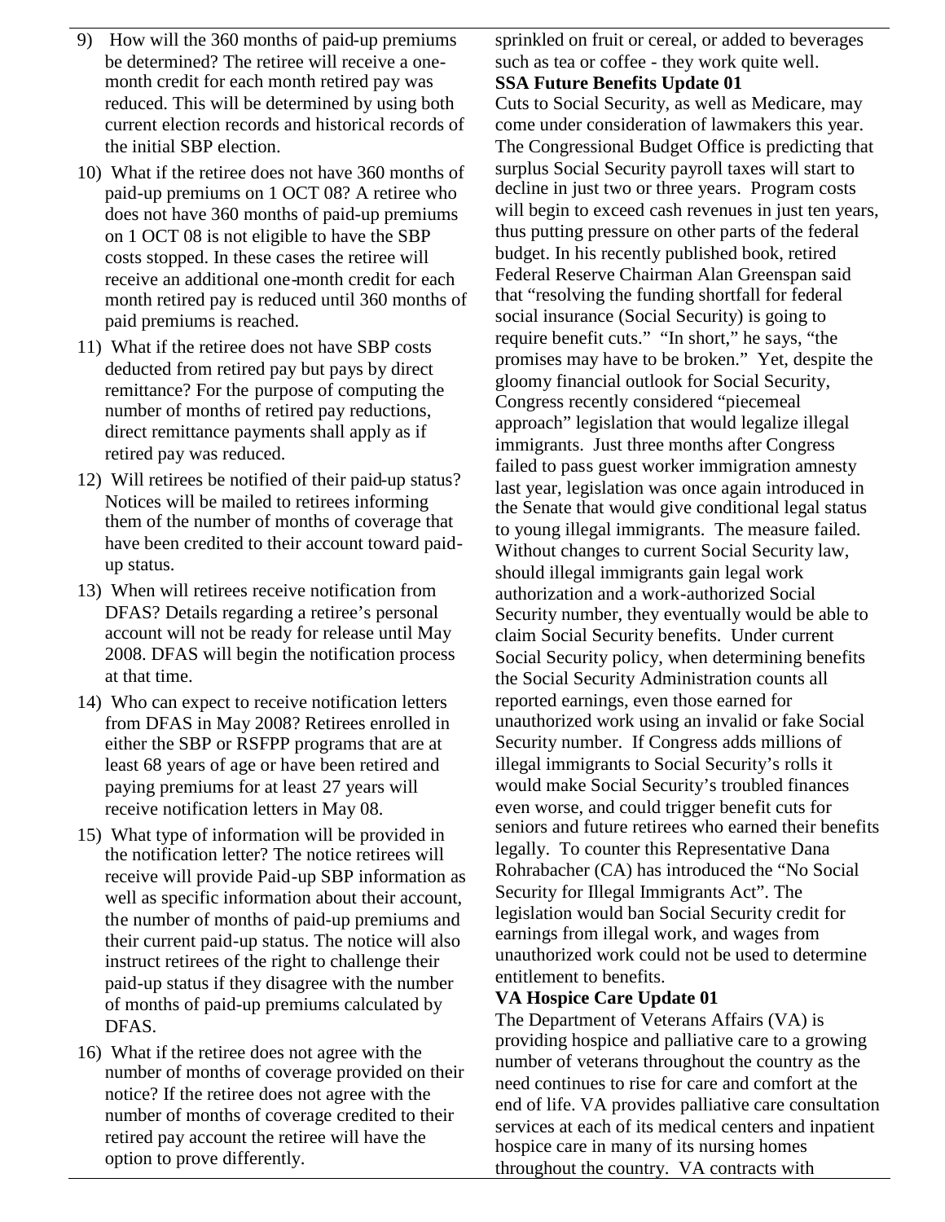9) How will the 360 months of paid-up premiums be determined? The retiree will receive a one-month credit for each month retired pay was reduced. This will be determined by using both current election records and historical records of the initial SBP election.

10) What if the retiree does not have 360 months of paid-up premiums on 1 OCT 08? A retiree who does not have 360 months of paid-up premiums on 1 OCT 08 is not eligible to have the SBP costs stopped. In these cases the retiree will receive an additional one-month credit for each month retired pay is reduced until 360 months of paid premiums is reached.

11) What if the retiree does not have SBP costs deducted from retired pay but pays by direct remittance? For the purpose of computing the number of months of retired pay reductions, direct remittance payments shall apply as if retired pay was reduced.

12) Will retirees be notified of their paid-up status? Notices will be mailed to retirees informing them of the number of months of coverage that have been credited to their account toward paid-up status.

13) When will retirees receive notification from DFAS? Details regarding a retiree's personal account will not be ready for release until May 2008. DFAS will begin the notification process at that time.

14) Who can expect to receive notification letters from DFAS in May 2008? Retirees enrolled in either the SBP or RSFPP programs that are at least 68 years of age or have been retired and paying premiums for at least 27 years will receive notification letters in May 08.

15) What type of information will be provided in the notification letter? The notice retirees will receive will provide Paid-up SBP information as well as specific information about their account, the number of months of paid-up premiums and their current paid-up status. The notice will also instruct retirees of the right to challenge their paid-up status if they disagree with the number of months of paid-up premiums calculated by DFAS.

16) What if the retiree does not agree with the number of months of coverage provided on their notice? If the retiree does not agree with the number of months of coverage credited to their retired pay account the retiree will have the option to prove differently.

sprinkled on fruit or cereal, or added to beverages such as tea or coffee - they work quite well.

**SSA Future Benefits Update 01**

Cuts to Social Security, as well as Medicare, may come under consideration of lawmakers this year. The Congressional Budget Office is predicting that surplus Social Security payroll taxes will start to decline in just two or three years. Program costs will begin to exceed cash revenues in just ten years, thus putting pressure on other parts of the federal budget. In his recently published book, retired Federal Reserve Chairman Alan Greenspan said that "resolving the funding shortfall for federal social insurance (Social Security) is going to require benefit cuts." "In short," he says, "the promises may have to be broken." Yet, despite the gloomy financial outlook for Social Security, Congress recently considered "piecemeal approach" legislation that would legalize illegal immigrants. Just three months after Congress failed to pass guest worker immigration amnesty last year, legislation was once again introduced in the Senate that would give conditional legal status to young illegal immigrants. The measure failed. Without changes to current Social Security law, should illegal immigrants gain legal work authorization and a work-authorized Social Security number, they eventually would be able to claim Social Security benefits. Under current Social Security policy, when determining benefits the Social Security Administration counts all reported earnings, even those earned for unauthorized work using an invalid or fake Social Security number. If Congress adds millions of illegal immigrants to Social Security's rolls it would make Social Security's troubled finances even worse, and could trigger benefit cuts for seniors and future retirees who earned their benefits legally. To counter this Representative Dana Rohrabacher (CA) has introduced the "No Social Security for Illegal Immigrants Act". The legislation would ban Social Security credit for earnings from illegal work, and wages from unauthorized work could not be used to determine entitlement to benefits.

**VA Hospice Care Update 01**

The Department of Veterans Affairs (VA) is providing hospice and palliative care to a growing number of veterans throughout the country as the need continues to rise for care and comfort at the end of life. VA provides palliative care consultation services at each of its medical centers and inpatient hospice care in many of its nursing homes throughout the country. VA contracts with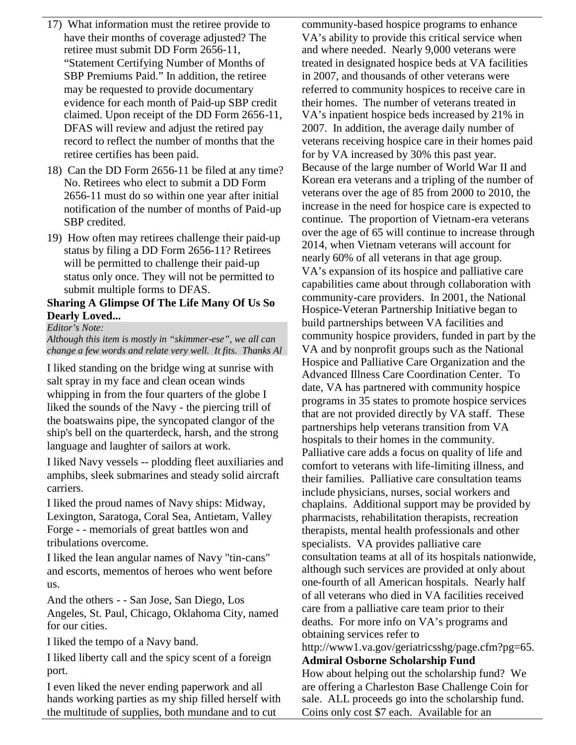17) What information must the retiree provide to have their months of coverage adjusted? The retiree must submit DD Form 2656-11, "Statement Certifying Number of Months of SBP Premiums Paid." In addition, the retiree may be requested to provide documentary evidence for each month of Paid-up SBP credit claimed. Upon receipt of the DD Form 2656-11, DFAS will review and adjust the retired pay record to reflect the number of months that the retiree certifies has been paid.

18) Can the DD Form 2656-11 be filed at any time? No. Retirees who elect to submit a DD Form 2656-11 must do so within one year after initial notification of the number of months of Paid-up SBP credited.

19) How often may retirees challenge their paid-up status by filing a DD Form 2656-11? Retirees will be permitted to challenge their paid-up status only once. They will not be permitted to submit multiple forms to DFAS.

**Sharing A Glimpse Of The Life Many Of Us So Dearly Loved...**

*Editor's Note:*
*Although this item is mostly in "skimmer-ese", we all can change a few words and relate very well. It fits. Thanks Al*

I liked standing on the bridge wing at sunrise with salt spray in my face and clean ocean winds whipping in from the four quarters of the globe I liked the sounds of the Navy - the piercing trill of the boatswains pipe, the syncopated clangor of the ship's bell on the quarterdeck, harsh, and the strong language and laughter of sailors at work.

I liked Navy vessels -- plodding fleet auxiliaries and amphibs, sleek submarines and steady solid aircraft carriers.

I liked the proud names of Navy ships: Midway, Lexington, Saratoga, Coral Sea, Antietam, Valley Forge - - memorials of great battles won and tribulations overcome.

I liked the lean angular names of Navy "tin-cans" and escorts, mementos of heroes who went before us.

And the others - - San Jose, San Diego, Los Angeles, St. Paul, Chicago, Oklahoma City, named for our cities.

I liked the tempo of a Navy band.

I liked liberty call and the spicy scent of a foreign port.

I even liked the never ending paperwork and all hands working parties as my ship filled herself with the multitude of supplies, both mundane and to cut

community-based hospice programs to enhance VA's ability to provide this critical service when and where needed. Nearly 9,000 veterans were treated in designated hospice beds at VA facilities in 2007, and thousands of other veterans were referred to community hospices to receive care in their homes. The number of veterans treated in VA's inpatient hospice beds increased by 21% in 2007. In addition, the average daily number of veterans receiving hospice care in their homes paid for by VA increased by 30% this past year. Because of the large number of World War II and Korean era veterans and a tripling of the number of veterans over the age of 85 from 2000 to 2010, the increase in the need for hospice care is expected to continue. The proportion of Vietnam-era veterans over the age of 65 will continue to increase through 2014, when Vietnam veterans will account for nearly 60% of all veterans in that age group. VA's expansion of its hospice and palliative care capabilities came about through collaboration with community-care providers. In 2001, the National Hospice-Veteran Partnership Initiative began to build partnerships between VA facilities and community hospice providers, funded in part by the VA and by nonprofit groups such as the National Hospice and Palliative Care Organization and the Advanced Illness Care Coordination Center. To date, VA has partnered with community hospice programs in 35 states to promote hospice services that are not provided directly by VA staff. These partnerships help veterans transition from VA hospitals to their homes in the community. Palliative care adds a focus on quality of life and comfort to veterans with life-limiting illness, and their families. Palliative care consultation teams include physicians, nurses, social workers and chaplains. Additional support may be provided by pharmacists, rehabilitation therapists, recreation therapists, mental health professionals and other specialists. VA provides palliative care consultation teams at all of its hospitals nationwide, although such services are provided at only about one-fourth of all American hospitals. Nearly half of all veterans who died in VA facilities received care from a palliative care team prior to their deaths. For more info on VA's programs and obtaining services refer to http://www1.va.gov/geriatricsshg/page.cfm?pg=65.

**Admiral Osborne Scholarship Fund**

How about helping out the scholarship fund? We are offering a Charleston Base Challenge Coin for sale. ALL proceeds go into the scholarship fund. Coins only cost $7 each. Available for an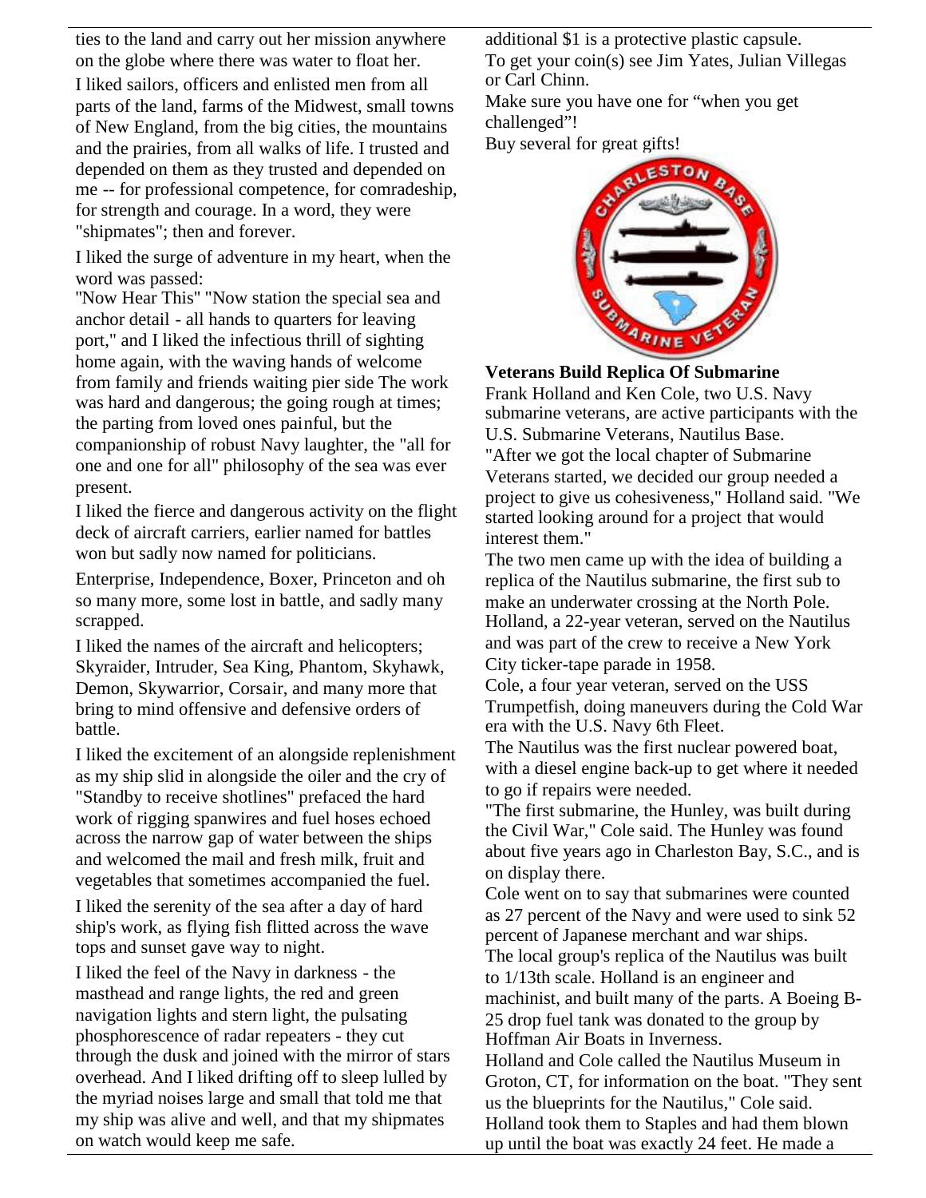ties to the land and carry out her mission anywhere on the globe where there was water to float her.

I liked sailors, officers and enlisted men from all parts of the land, farms of the Midwest, small towns of New England, from the big cities, the mountains and the prairies, from all walks of life. I trusted and depended on them as they trusted and depended on me -- for professional competence, for comradeship, for strength and courage. In a word, they were "shipmates"; then and forever.

I liked the surge of adventure in my heart, when the word was passed:
"Now Hear This" "Now station the special sea and anchor detail - all hands to quarters for leaving port," and I liked the infectious thrill of sighting home again, with the waving hands of welcome from family and friends waiting pier side The work was hard and dangerous; the going rough at times; the parting from loved ones painful, but the companionship of robust Navy laughter, the "all for one and one for all" philosophy of the sea was ever present.

I liked the fierce and dangerous activity on the flight deck of aircraft carriers, earlier named for battles won but sadly now named for politicians.

Enterprise, Independence, Boxer, Princeton and oh so many more, some lost in battle, and sadly many scrapped.

I liked the names of the aircraft and helicopters; Skyraider, Intruder, Sea King, Phantom, Skyhawk, Demon, Skywarrior, Corsair, and many more that bring to mind offensive and defensive orders of battle.

I liked the excitement of an alongside replenishment as my ship slid in alongside the oiler and the cry of "Standby to receive shotlines" prefaced the hard work of rigging spanwires and fuel hoses echoed across the narrow gap of water between the ships and welcomed the mail and fresh milk, fruit and vegetables that sometimes accompanied the fuel.

I liked the serenity of the sea after a day of hard ship's work, as flying fish flitted across the wave tops and sunset gave way to night.

I liked the feel of the Navy in darkness - the masthead and range lights, the red and green navigation lights and stern light, the pulsating phosphorescence of radar repeaters - they cut through the dusk and joined with the mirror of stars overhead. And I liked drifting off to sleep lulled by the myriad noises large and small that told me that my ship was alive and well, and that my shipmates on watch would keep me safe.

additional $1 is a protective plastic capsule.
To get your coin(s) see Jim Yates, Julian Villegas or Carl Chinn.
Make sure you have one for "when you get challenged"!
Buy several for great gifts!

**Veterans Build Replica Of Submarine**

Frank Holland and Ken Cole, two U.S. Navy submarine veterans, are active participants with the U.S. Submarine Veterans, Nautilus Base.

"After we got the local chapter of Submarine Veterans started, we decided our group needed a project to give us cohesiveness," Holland said. "We started looking around for a project that would interest them."

The two men came up with the idea of building a replica of the Nautilus submarine, the first sub to make an underwater crossing at the North Pole. Holland, a 22-year veteran, served on the Nautilus and was part of the crew to receive a New York City ticker-tape parade in 1958.

Cole, a four year veteran, served on the USS Trumpetfish, doing maneuvers during the Cold War era with the U.S. Navy 6th Fleet.

The Nautilus was the first nuclear powered boat, with a diesel engine back-up to get where it needed to go if repairs were needed.

"The first submarine, the Hunley, was built during the Civil War," Cole said. The Hunley was found about five years ago in Charleston Bay, S.C., and is on display there.

Cole went on to say that submarines were counted as 27 percent of the Navy and were used to sink 52 percent of Japanese merchant and war ships.

The local group's replica of the Nautilus was built to 1/13th scale. Holland is an engineer and machinist, and built many of the parts. A Boeing B-25 drop fuel tank was donated to the group by Hoffman Air Boats in Inverness.

Holland and Cole called the Nautilus Museum in Groton, CT, for information on the boat. "They sent us the blueprints for the Nautilus," Cole said.

Holland took them to Staples and had them blown up until the boat was exactly 24 feet. He made a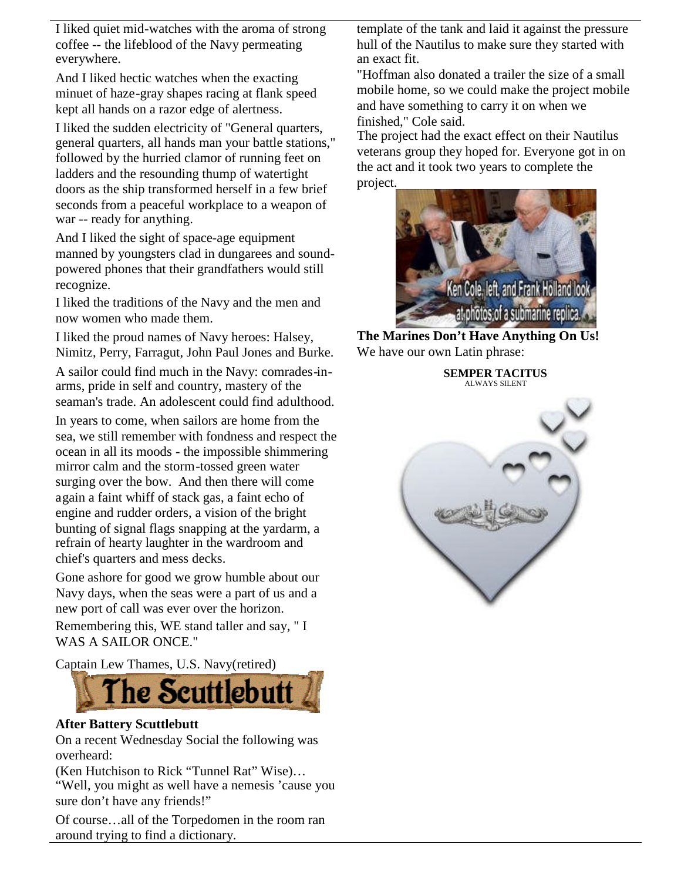I liked quiet mid-watches with the aroma of strong coffee -- the lifeblood of the Navy permeating everywhere.

And I liked hectic watches when the exacting minuet of haze-gray shapes racing at flank speed kept all hands on a razor edge of alertness.

I liked the sudden electricity of "General quarters, general quarters, all hands man your battle stations," followed by the hurried clamor of running feet on ladders and the resounding thump of watertight doors as the ship transformed herself in a few brief seconds from a peaceful workplace to a weapon of war -- ready for anything.

And I liked the sight of space-age equipment manned by youngsters clad in dungarees and sound-powered phones that their grandfathers would still recognize.

I liked the traditions of the Navy and the men and now women who made them.

I liked the proud names of Navy heroes: Halsey, Nimitz, Perry, Farragut, John Paul Jones and Burke.

A sailor could find much in the Navy: comrades-in-arms, pride in self and country, mastery of the seaman's trade. An adolescent could find adulthood.

In years to come, when sailors are home from the sea, we still remember with fondness and respect the ocean in all its moods - the impossible shimmering mirror calm and the storm-tossed green water surging over the bow. And then there will come again a faint whiff of stack gas, a faint echo of engine and rudder orders, a vision of the bright bunting of signal flags snapping at the yardarm, a refrain of hearty laughter in the wardroom and chief's quarters and mess decks.

Gone ashore for good we grow humble about our Navy days, when the seas were a part of us and a new port of call was ever over the horizon.

Remembering this, WE stand taller and say, " I WAS A SAILOR ONCE."

Captain Lew Thames, U.S. Navy(retired)

## The Scuttlebutt

**After Battery Scuttlebutt**

On a recent Wednesday Social the following was overheard:

(Ken Hutchison to Rick "Tunnel Rat" Wise)… "Well, you might as well have a nemesis 'cause you sure don't have any friends!"

Of course…all of the Torpedomen in the room ran around trying to find a dictionary.

template of the tank and laid it against the pressure hull of the Nautilus to make sure they started with an exact fit.

"Hoffman also donated a trailer the size of a small mobile home, so we could make the project mobile and have something to carry it on when we finished," Cole said.

The project had the exact effect on their Nautilus veterans group they hoped for. Everyone got in on the act and it took two years to complete the project.

Ken Cole, left, and Frank Holland look at photos of a submarine replica.

**The Marines Don't Have Anything On Us!**

We have our own Latin phrase:

**SEMPER TACITUS**
ALWAYS SILENT